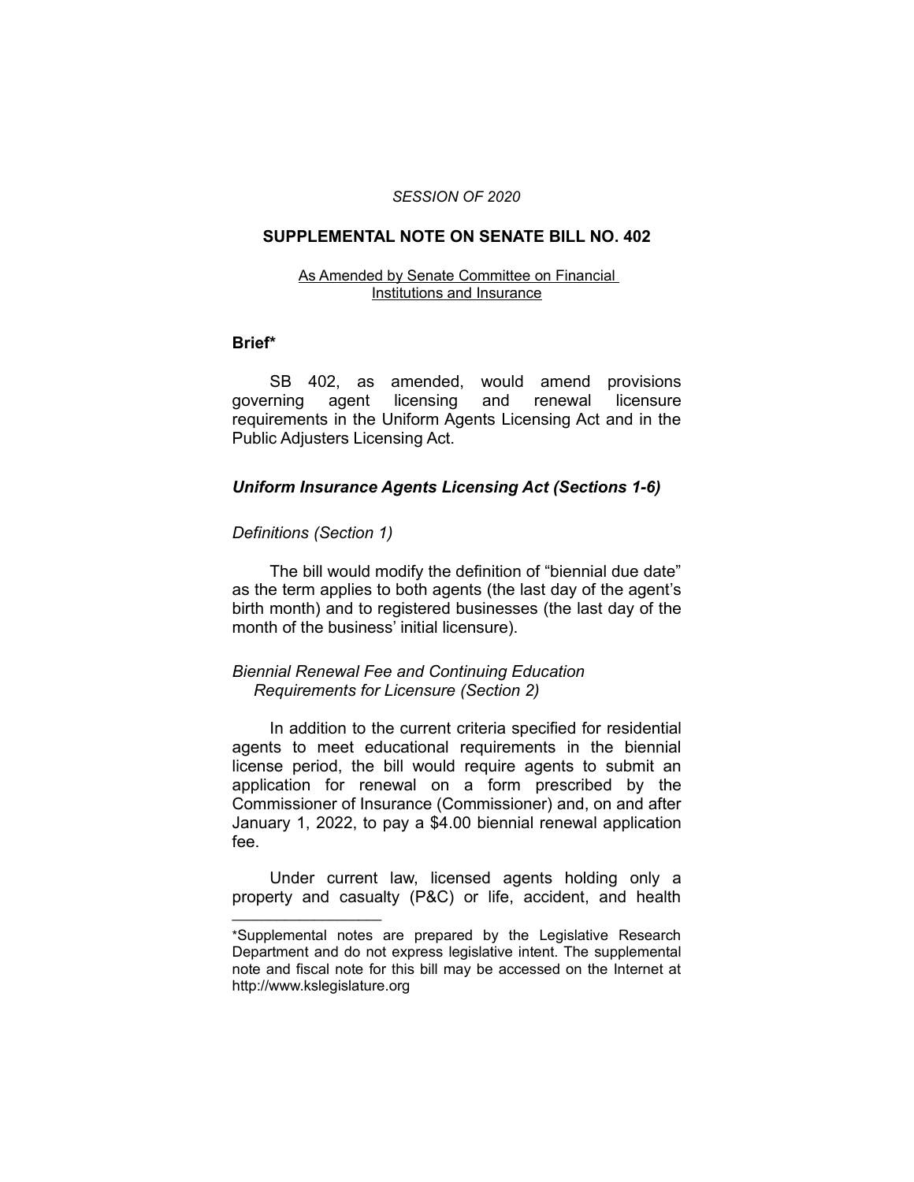*SESSION OF 2020*

# SUPPLEMENTAL NOTE ON SENATE BILL NO. 402

As Amended by Senate Committee on Financial Institutions and Insurance

## Brief*

SB 402, as amended, would amend provisions governing agent licensing and renewal licensure requirements in the Uniform Agents Licensing Act and in the Public Adjusters Licensing Act.

### *Uniform Insurance Agents Licensing Act (Sections 1-6)*

*Definitions (Section 1)*

The bill would modify the definition of "biennial due date" as the term applies to both agents (the last day of the agent's birth month) and to registered businesses (the last day of the month of the business' initial licensure).

*Biennial Renewal Fee and Continuing Education Requirements for Licensure (Section 2)*

In addition to the current criteria specified for residential agents to meet educational requirements in the biennial license period, the bill would require agents to submit an application for renewal on a form prescribed by the Commissioner of Insurance (Commissioner) and, on and after January 1, 2022, to pay a $4.00 biennial renewal application fee.

Under current law, licensed agents holding only a property and casualty (P&C) or life, accident, and health

____________________

*Supplemental notes are prepared by the Legislative Research Department and do not express legislative intent. The supplemental note and fiscal note for this bill may be accessed on the Internet at http://www.kslegislature.org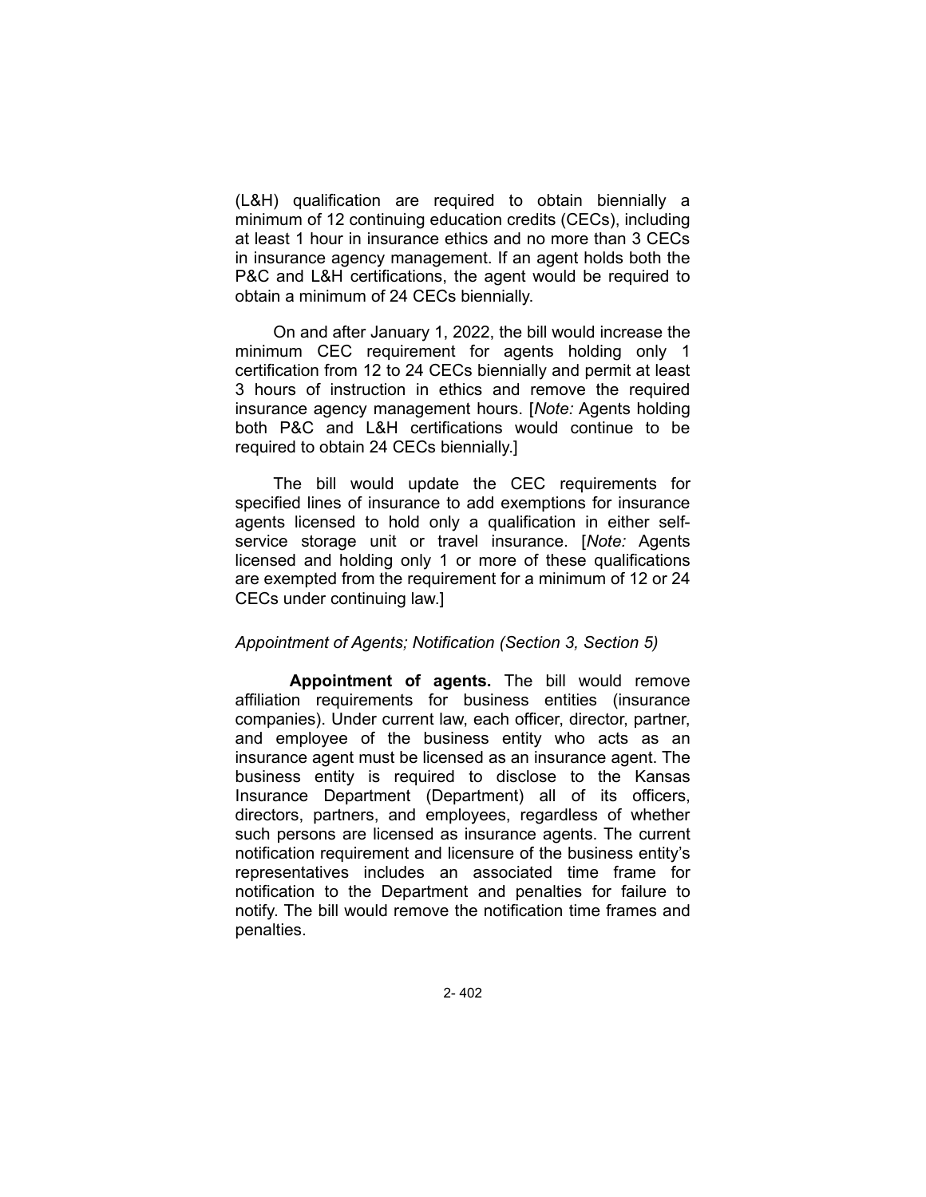(L&H) qualification are required to obtain biennially a minimum of 12 continuing education credits (CECs), including at least 1 hour in insurance ethics and no more than 3 CECs in insurance agency management. If an agent holds both the P&C and L&H certifications, the agent would be required to obtain a minimum of 24 CECs biennially.

On and after January 1, 2022, the bill would increase the minimum CEC requirement for agents holding only 1 certification from 12 to 24 CECs biennially and permit at least 3 hours of instruction in ethics and remove the required insurance agency management hours. [*Note:* Agents holding both P&C and L&H certifications would continue to be required to obtain 24 CECs biennially.]

The bill would update the CEC requirements for specified lines of insurance to add exemptions for insurance agents licensed to hold only a qualification in either self-service storage unit or travel insurance. [*Note:* Agents licensed and holding only 1 or more of these qualifications are exempted from the requirement for a minimum of 12 or 24 CECs under continuing law.]

*Appointment of Agents; Notification (Section 3, Section 5)*

**Appointment of agents.** The bill would remove affiliation requirements for business entities (insurance companies). Under current law, each officer, director, partner, and employee of the business entity who acts as an insurance agent must be licensed as an insurance agent. The business entity is required to disclose to the Kansas Insurance Department (Department) all of its officers, directors, partners, and employees, regardless of whether such persons are licensed as insurance agents. The current notification requirement and licensure of the business entity's representatives includes an associated time frame for notification to the Department and penalties for failure to notify. The bill would remove the notification time frames and penalties.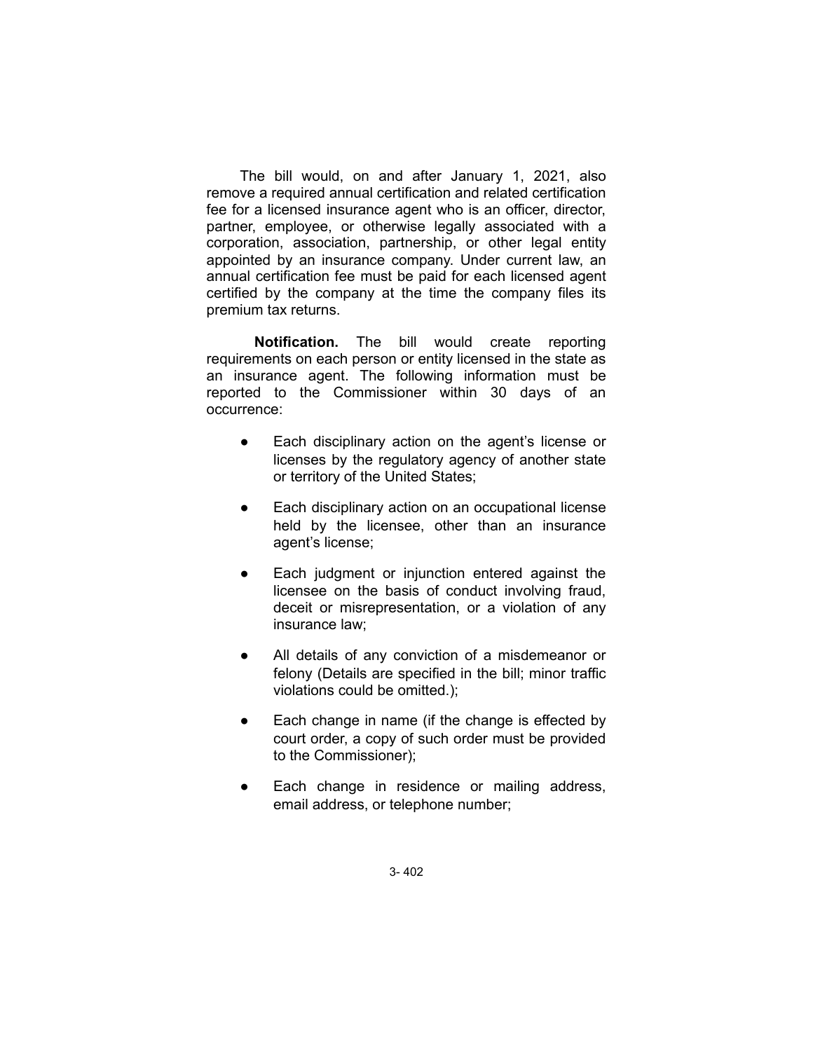The bill would, on and after January 1, 2021, also remove a required annual certification and related certification fee for a licensed insurance agent who is an officer, director, partner, employee, or otherwise legally associated with a corporation, association, partnership, or other legal entity appointed by an insurance company. Under current law, an annual certification fee must be paid for each licensed agent certified by the company at the time the company files its premium tax returns.

**Notification.** The bill would create reporting requirements on each person or entity licensed in the state as an insurance agent. The following information must be reported to the Commissioner within 30 days of an occurrence:

- Each disciplinary action on the agent's license or licenses by the regulatory agency of another state or territory of the United States;
- Each disciplinary action on an occupational license held by the licensee, other than an insurance agent's license;
- Each judgment or injunction entered against the licensee on the basis of conduct involving fraud, deceit or misrepresentation, or a violation of any insurance law;
- All details of any conviction of a misdemeanor or felony (Details are specified in the bill; minor traffic violations could be omitted.);
- Each change in name (if the change is effected by court order, a copy of such order must be provided to the Commissioner);
- Each change in residence or mailing address, email address, or telephone number;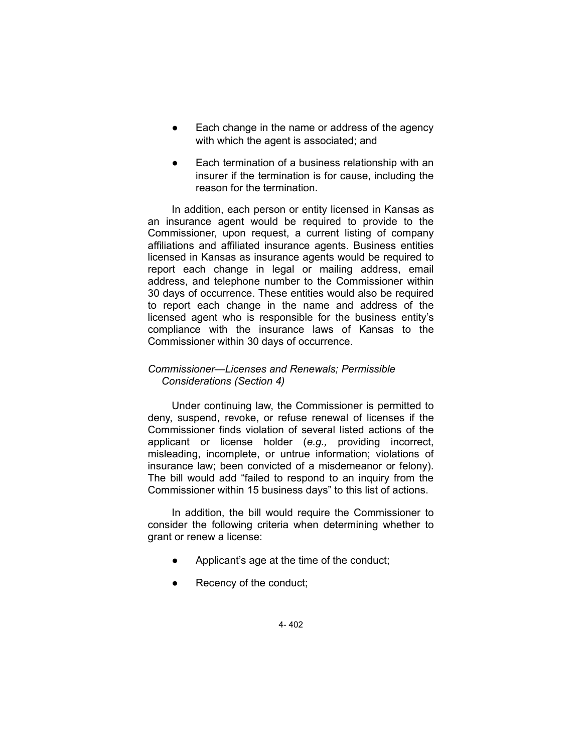- Each change in the name or address of the agency with which the agent is associated; and
- Each termination of a business relationship with an insurer if the termination is for cause, including the reason for the termination.

In addition, each person or entity licensed in Kansas as an insurance agent would be required to provide to the Commissioner, upon request, a current listing of company affiliations and affiliated insurance agents. Business entities licensed in Kansas as insurance agents would be required to report each change in legal or mailing address, email address, and telephone number to the Commissioner within 30 days of occurrence. These entities would also be required to report each change in the name and address of the licensed agent who is responsible for the business entity's compliance with the insurance laws of Kansas to the Commissioner within 30 days of occurrence.

*Commissioner—Licenses and Renewals; Permissible Considerations (Section 4)*

Under continuing law, the Commissioner is permitted to deny, suspend, revoke, or refuse renewal of licenses if the Commissioner finds violation of several listed actions of the applicant or license holder (*e.g.,* providing incorrect, misleading, incomplete, or untrue information; violations of insurance law; been convicted of a misdemeanor or felony). The bill would add "failed to respond to an inquiry from the Commissioner within 15 business days" to this list of actions.

In addition, the bill would require the Commissioner to consider the following criteria when determining whether to grant or renew a license:

- Applicant's age at the time of the conduct;
- Recency of the conduct;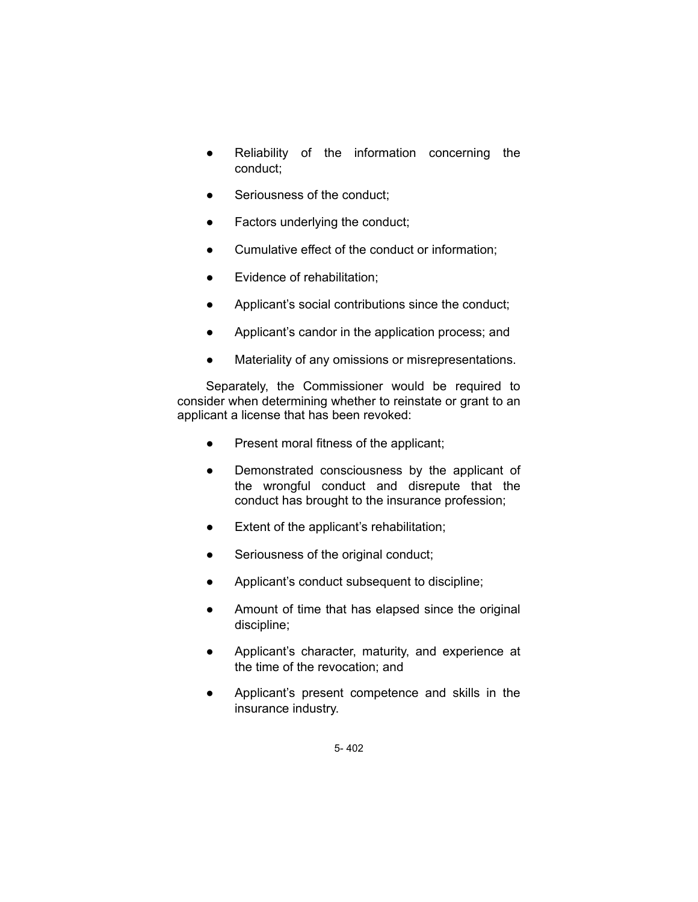- Reliability of the information concerning the conduct;
- Seriousness of the conduct;
- Factors underlying the conduct;
- Cumulative effect of the conduct or information;
- Evidence of rehabilitation;
- Applicant's social contributions since the conduct;
- Applicant's candor in the application process; and
- Materiality of any omissions or misrepresentations.

Separately, the Commissioner would be required to consider when determining whether to reinstate or grant to an applicant a license that has been revoked:

- Present moral fitness of the applicant;
- Demonstrated consciousness by the applicant of the wrongful conduct and disrepute that the conduct has brought to the insurance profession;
- Extent of the applicant's rehabilitation;
- Seriousness of the original conduct;
- Applicant's conduct subsequent to discipline;
- Amount of time that has elapsed since the original discipline;
- Applicant's character, maturity, and experience at the time of the revocation; and
- Applicant's present competence and skills in the insurance industry.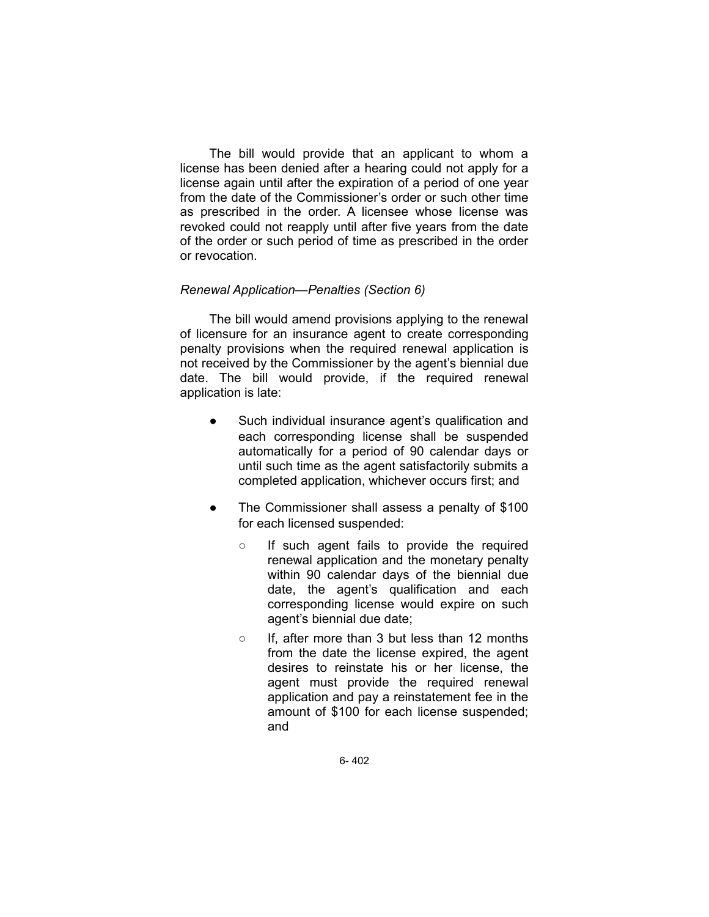The bill would provide that an applicant to whom a license has been denied after a hearing could not apply for a license again until after the expiration of a period of one year from the date of the Commissioner's order or such other time as prescribed in the order. A licensee whose license was revoked could not reapply until after five years from the date of the order or such period of time as prescribed in the order or revocation.

*Renewal Application—Penalties (Section 6)*

The bill would amend provisions applying to the renewal of licensure for an insurance agent to create corresponding penalty provisions when the required renewal application is not received by the Commissioner by the agent's biennial due date. The bill would provide, if the required renewal application is late:

- Such individual insurance agent's qualification and each corresponding license shall be suspended automatically for a period of 90 calendar days or until such time as the agent satisfactorily submits a completed application, whichever occurs first; and
- The Commissioner shall assess a penalty of $100 for each licensed suspended:
    - If such agent fails to provide the required renewal application and the monetary penalty within 90 calendar days of the biennial due date, the agent's qualification and each corresponding license would expire on such agent's biennial due date;
    - If, after more than 3 but less than 12 months from the date the license expired, the agent desires to reinstate his or her license, the agent must provide the required renewal application and pay a reinstatement fee in the amount of $100 for each license suspended; and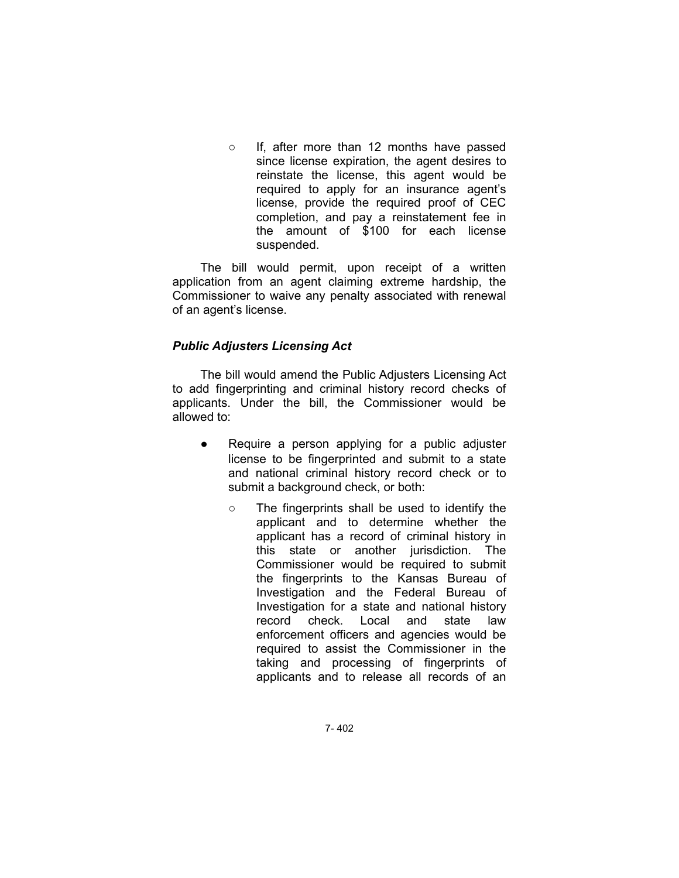- If, after more than 12 months have passed since license expiration, the agent desires to reinstate the license, this agent would be required to apply for an insurance agent's license, provide the required proof of CEC completion, and pay a reinstatement fee in the amount of $100 for each license suspended.

The bill would permit, upon receipt of a written application from an agent claiming extreme hardship, the Commissioner to waive any penalty associated with renewal of an agent's license.

### *Public Adjusters Licensing Act*

The bill would amend the Public Adjusters Licensing Act to add fingerprinting and criminal history record checks of applicants. Under the bill, the Commissioner would be allowed to:

- Require a person applying for a public adjuster license to be fingerprinted and submit to a state and national criminal history record check or to submit a background check, or both:
  - The fingerprints shall be used to identify the applicant and to determine whether the applicant has a record of criminal history in this state or another jurisdiction. The Commissioner would be required to submit the fingerprints to the Kansas Bureau of Investigation and the Federal Bureau of Investigation for a state and national history record check. Local and state law enforcement officers and agencies would be required to assist the Commissioner in the taking and processing of fingerprints of applicants and to release all records of an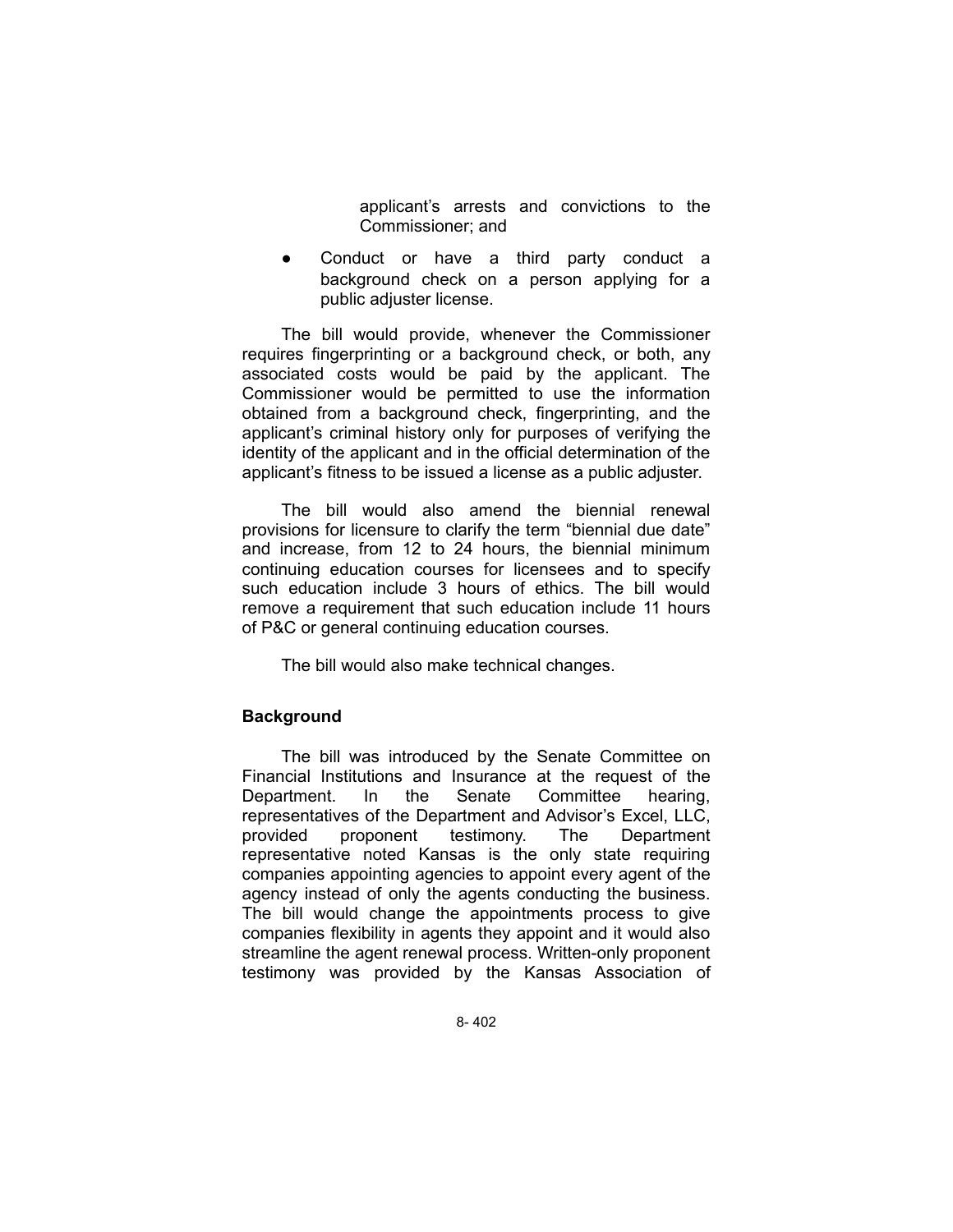applicant's arrests and convictions to the Commissioner; and

- Conduct or have a third party conduct a background check on a person applying for a public adjuster license.

The bill would provide, whenever the Commissioner requires fingerprinting or a background check, or both, any associated costs would be paid by the applicant. The Commissioner would be permitted to use the information obtained from a background check, fingerprinting, and the applicant's criminal history only for purposes of verifying the identity of the applicant and in the official determination of the applicant's fitness to be issued a license as a public adjuster.

The bill would also amend the biennial renewal provisions for licensure to clarify the term "biennial due date" and increase, from 12 to 24 hours, the biennial minimum continuing education courses for licensees and to specify such education include 3 hours of ethics. The bill would remove a requirement that such education include 11 hours of P&C or general continuing education courses.

The bill would also make technical changes.

**Background**

The bill was introduced by the Senate Committee on Financial Institutions and Insurance at the request of the Department. In the Senate Committee hearing, representatives of the Department and Advisor's Excel, LLC, provided proponent testimony. The Department representative noted Kansas is the only state requiring companies appointing agencies to appoint every agent of the agency instead of only the agents conducting the business. The bill would change the appointments process to give companies flexibility in agents they appoint and it would also streamline the agent renewal process. Written-only proponent testimony was provided by the Kansas Association of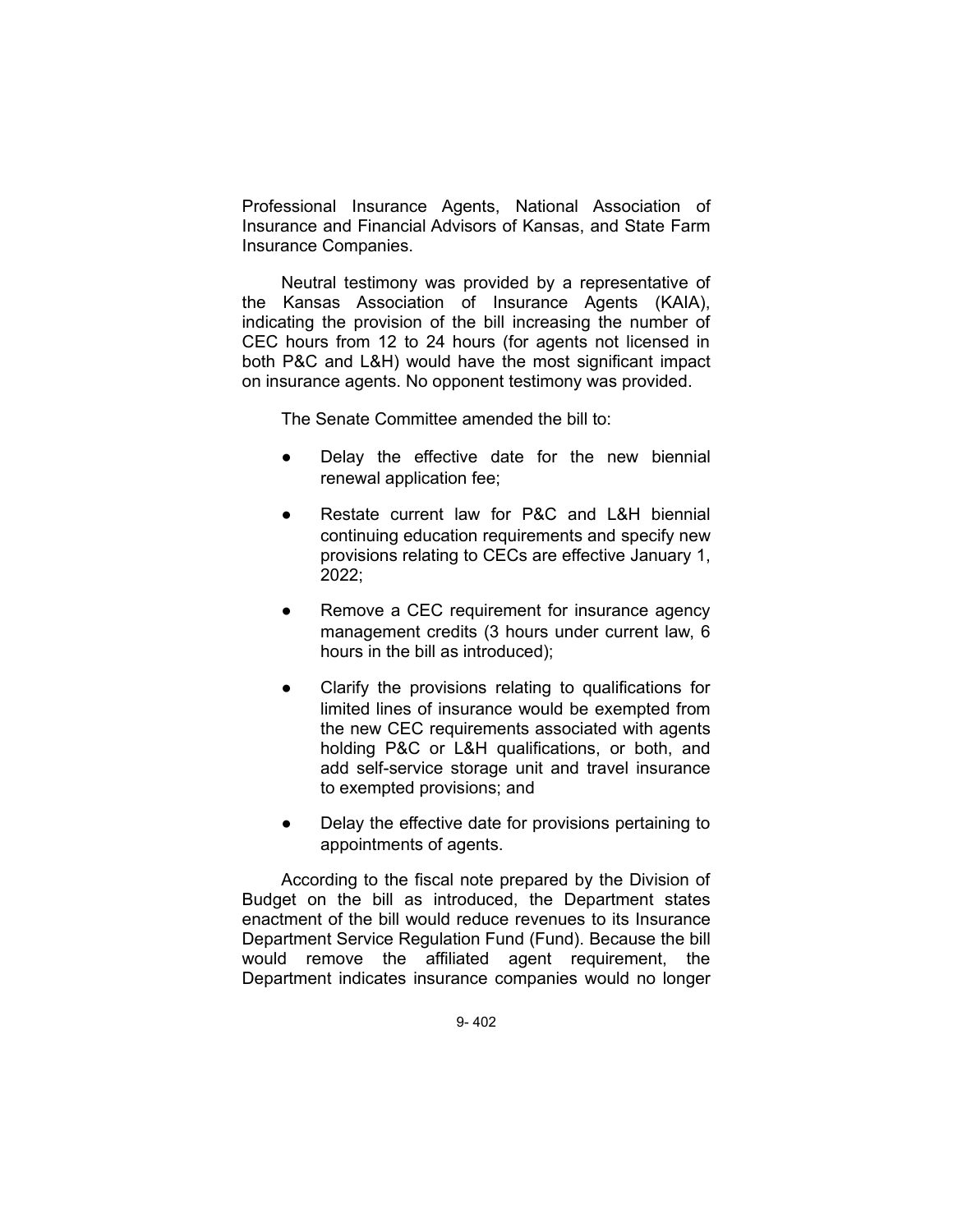Professional Insurance Agents, National Association of Insurance and Financial Advisors of Kansas, and State Farm Insurance Companies.

Neutral testimony was provided by a representative of the Kansas Association of Insurance Agents (KAIA), indicating the provision of the bill increasing the number of CEC hours from 12 to 24 hours (for agents not licensed in both P&C and L&H) would have the most significant impact on insurance agents. No opponent testimony was provided.

The Senate Committee amended the bill to:

- Delay the effective date for the new biennial renewal application fee;
- Restate current law for P&C and L&H biennial continuing education requirements and specify new provisions relating to CECs are effective January 1, 2022;
- Remove a CEC requirement for insurance agency management credits (3 hours under current law, 6 hours in the bill as introduced);
- Clarify the provisions relating to qualifications for limited lines of insurance would be exempted from the new CEC requirements associated with agents holding P&C or L&H qualifications, or both, and add self-service storage unit and travel insurance to exempted provisions; and
- Delay the effective date for provisions pertaining to appointments of agents.

According to the fiscal note prepared by the Division of Budget on the bill as introduced, the Department states enactment of the bill would reduce revenues to its Insurance Department Service Regulation Fund (Fund). Because the bill would remove the affiliated agent requirement, the Department indicates insurance companies would no longer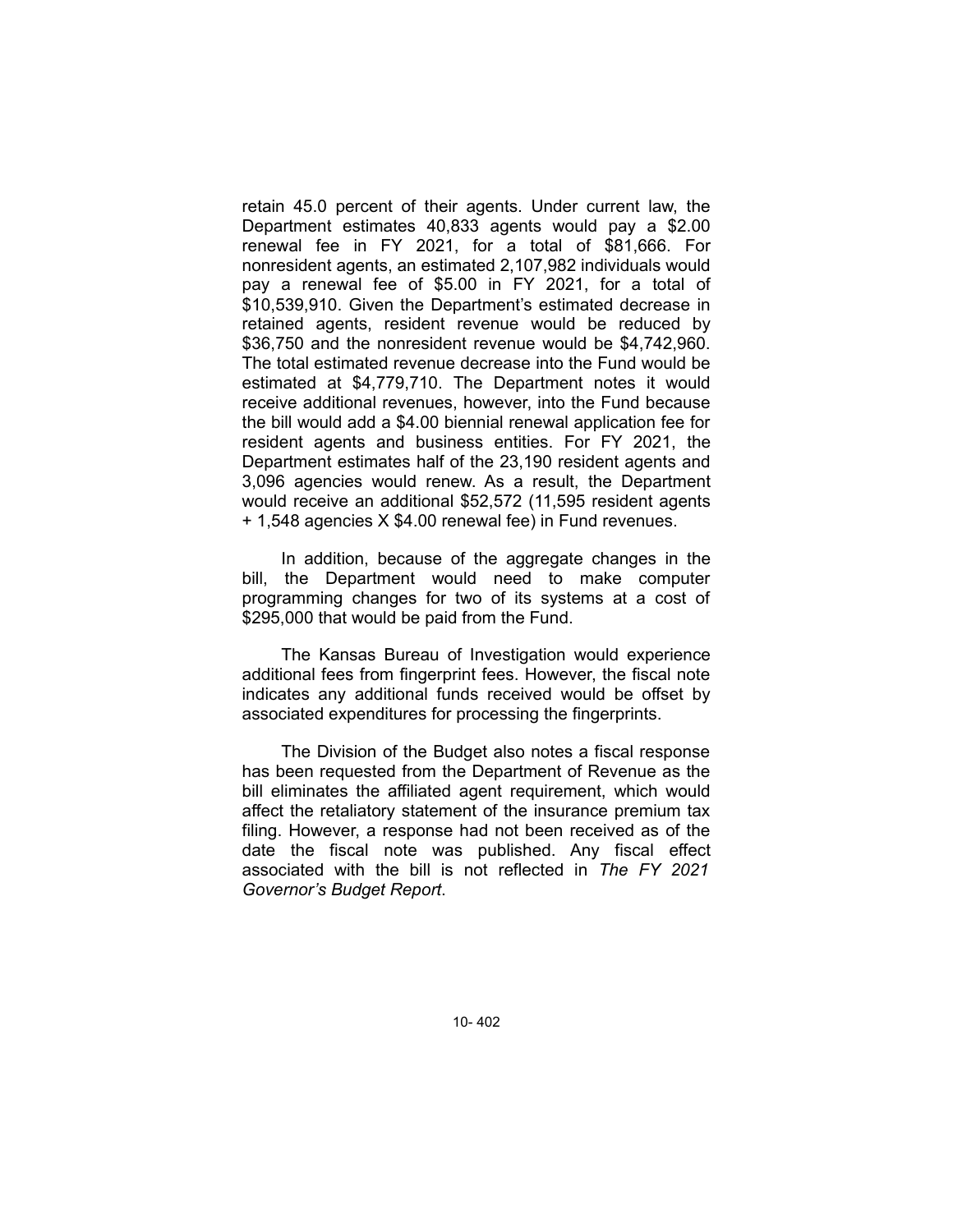retain 45.0 percent of their agents. Under current law, the Department estimates 40,833 agents would pay a $2.00 renewal fee in FY 2021, for a total of $81,666. For nonresident agents, an estimated 2,107,982 individuals would pay a renewal fee of $5.00 in FY 2021, for a total of $10,539,910. Given the Department's estimated decrease in retained agents, resident revenue would be reduced by $36,750 and the nonresident revenue would be $4,742,960. The total estimated revenue decrease into the Fund would be estimated at $4,779,710. The Department notes it would receive additional revenues, however, into the Fund because the bill would add a $4.00 biennial renewal application fee for resident agents and business entities. For FY 2021, the Department estimates half of the 23,190 resident agents and 3,096 agencies would renew. As a result, the Department would receive an additional $52,572 (11,595 resident agents + 1,548 agencies X $4.00 renewal fee) in Fund revenues.

In addition, because of the aggregate changes in the bill, the Department would need to make computer programming changes for two of its systems at a cost of $295,000 that would be paid from the Fund.

The Kansas Bureau of Investigation would experience additional fees from fingerprint fees. However, the fiscal note indicates any additional funds received would be offset by associated expenditures for processing the fingerprints.

The Division of the Budget also notes a fiscal response has been requested from the Department of Revenue as the bill eliminates the affiliated agent requirement, which would affect the retaliatory statement of the insurance premium tax filing. However, a response had not been received as of the date the fiscal note was published. Any fiscal effect associated with the bill is not reflected in *The FY 2021 Governor's Budget Report*.